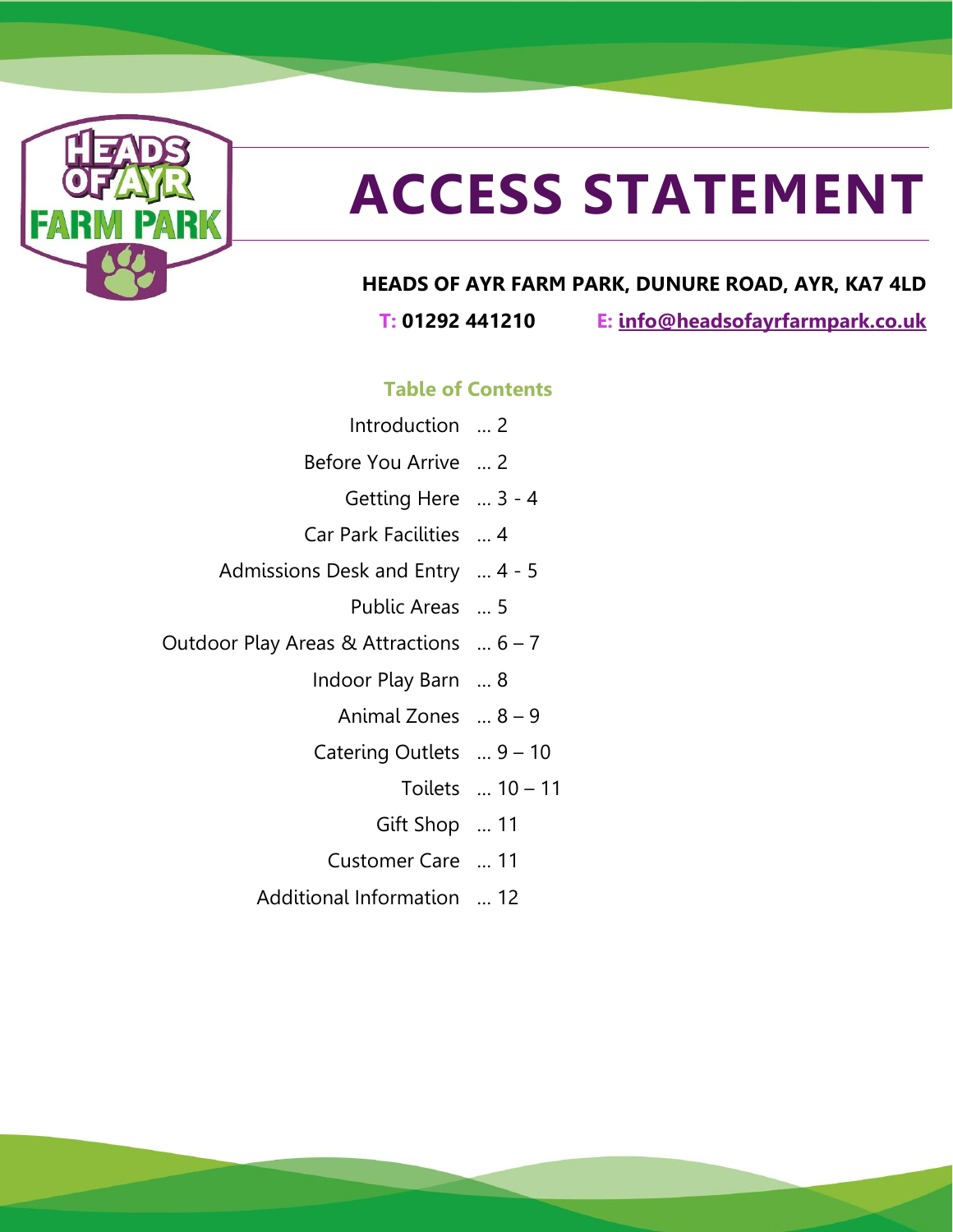# ACCESS STATEMENT

**HEADS OF AYR FARM PARK, DUNURE ROAD, AYR, KA7 4LD**

**T: 01292 441210** **E: info@headsofayrfarmpark.co.uk**

## Table of Contents

| Section | Page |
| --- | --- |
| Introduction | ... 2 |
| Before You Arrive | ... 2 |
| Getting Here | ... 3 - 4 |
| Car Park Facilities | ... 4 |
| Admissions Desk and Entry | ... 4 - 5 |
| Public Areas | ... 5 |
| Outdoor Play Areas & Attractions | ... 6 – 7 |
| Indoor Play Barn | ... 8 |
| Animal Zones | ... 8 – 9 |
| Catering Outlets | ... 9 – 10 |
| Toilets | ... 10 – 11 |
| Gift Shop | ... 11 |
| Customer Care | ... 11 |
| Additional Information | ... 12 |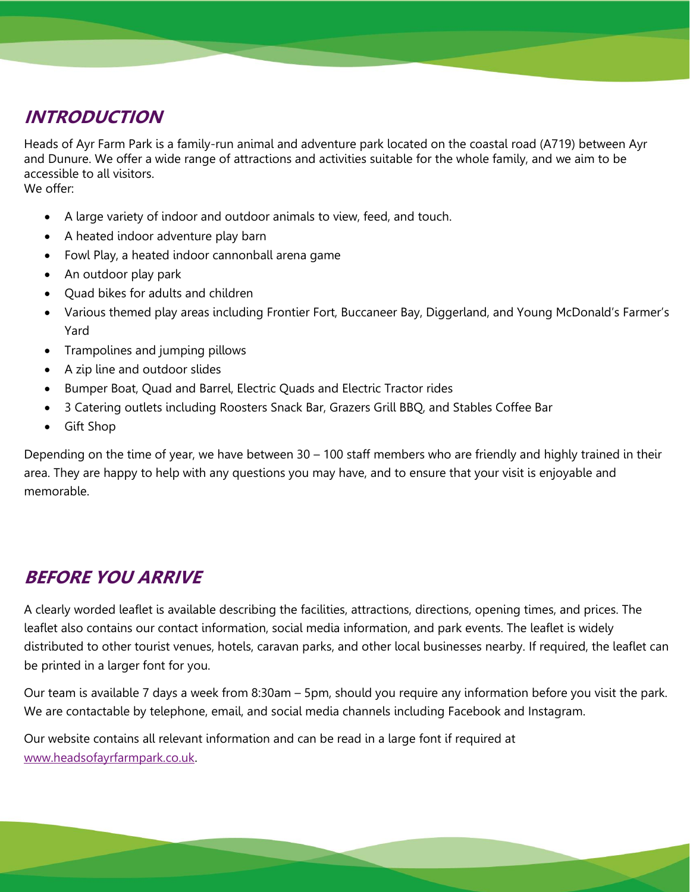## INTRODUCTION

Heads of Ayr Farm Park is a family-run animal and adventure park located on the coastal road (A719) between Ayr and Dunure. We offer a wide range of attractions and activities suitable for the whole family, and we aim to be accessible to all visitors.
We offer:

- A large variety of indoor and outdoor animals to view, feed, and touch.
- A heated indoor adventure play barn
- Fowl Play, a heated indoor cannonball arena game
- An outdoor play park
- Quad bikes for adults and children
- Various themed play areas including Frontier Fort, Buccaneer Bay, Diggerland, and Young McDonald's Farmer's Yard
- Trampolines and jumping pillows
- A zip line and outdoor slides
- Bumper Boat, Quad and Barrel, Electric Quads and Electric Tractor rides
- 3 Catering outlets including Roosters Snack Bar, Grazers Grill BBQ, and Stables Coffee Bar
- Gift Shop

Depending on the time of year, we have between 30 – 100 staff members who are friendly and highly trained in their area. They are happy to help with any questions you may have, and to ensure that your visit is enjoyable and memorable.

## BEFORE YOU ARRIVE

A clearly worded leaflet is available describing the facilities, attractions, directions, opening times, and prices. The leaflet also contains our contact information, social media information, and park events. The leaflet is widely distributed to other tourist venues, hotels, caravan parks, and other local businesses nearby. If required, the leaflet can be printed in a larger font for you.

Our team is available 7 days a week from 8:30am – 5pm, should you require any information before you visit the park. We are contactable by telephone, email, and social media channels including Facebook and Instagram.

Our website contains all relevant information and can be read in a large font if required at www.headsofayrfarmpark.co.uk.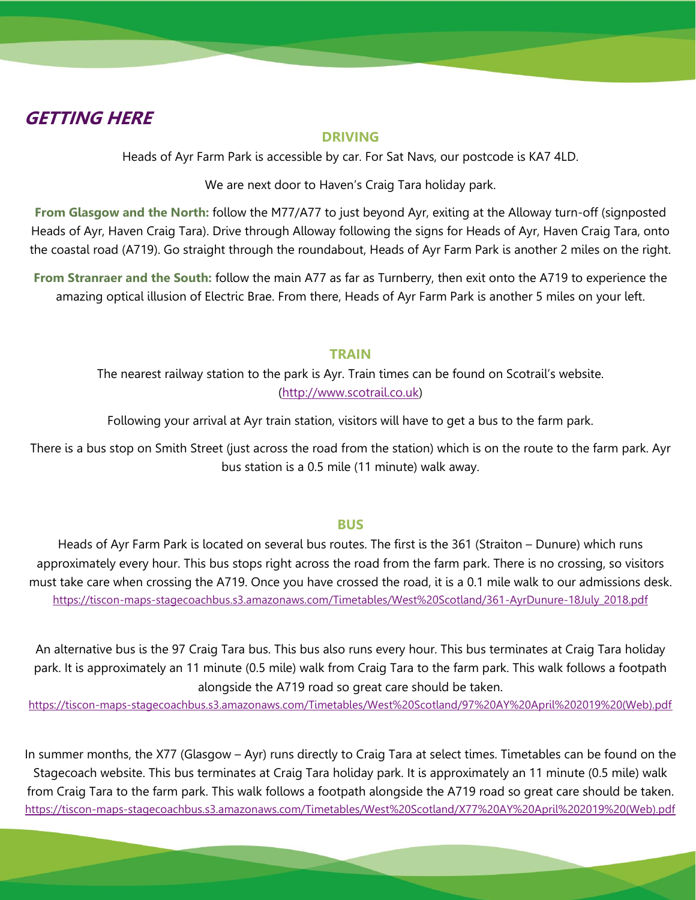## GETTING HERE

### DRIVING

Heads of Ayr Farm Park is accessible by car. For Sat Navs, our postcode is KA7 4LD.

We are next door to Haven's Craig Tara holiday park.

**From Glasgow and the North:** follow the M77/A77 to just beyond Ayr, exiting at the Alloway turn-off (signposted Heads of Ayr, Haven Craig Tara). Drive through Alloway following the signs for Heads of Ayr, Haven Craig Tara, onto the coastal road (A719). Go straight through the roundabout, Heads of Ayr Farm Park is another 2 miles on the right.

**From Stranraer and the South:** follow the main A77 as far as Turnberry, then exit onto the A719 to experience the amazing optical illusion of Electric Brae. From there, Heads of Ayr Farm Park is another 5 miles on your left.

### TRAIN

The nearest railway station to the park is Ayr. Train times can be found on Scotrail's website. (http://www.scotrail.co.uk)

Following your arrival at Ayr train station, visitors will have to get a bus to the farm park.

There is a bus stop on Smith Street (just across the road from the station) which is on the route to the farm park. Ayr bus station is a 0.5 mile (11 minute) walk away.

### BUS

Heads of Ayr Farm Park is located on several bus routes. The first is the 361 (Straiton – Dunure) which runs approximately every hour. This bus stops right across the road from the farm park. There is no crossing, so visitors must take care when crossing the A719. Once you have crossed the road, it is a 0.1 mile walk to our admissions desk.
https://tiscon-maps-stagecoachbus.s3.amazonaws.com/Timetables/West%20Scotland/361-AyrDunure-18July_2018.pdf

An alternative bus is the 97 Craig Tara bus. This bus also runs every hour. This bus terminates at Craig Tara holiday park. It is approximately an 11 minute (0.5 mile) walk from Craig Tara to the farm park. This walk follows a footpath alongside the A719 road so great care should be taken.
https://tiscon-maps-stagecoachbus.s3.amazonaws.com/Timetables/West%20Scotland/97%20AY%20April%202019%20(Web).pdf

In summer months, the X77 (Glasgow – Ayr) runs directly to Craig Tara at select times. Timetables can be found on the Stagecoach website. This bus terminates at Craig Tara holiday park. It is approximately an 11 minute (0.5 mile) walk from Craig Tara to the farm park. This walk follows a footpath alongside the A719 road so great care should be taken.
https://tiscon-maps-stagecoachbus.s3.amazonaws.com/Timetables/West%20Scotland/X77%20AY%20April%202019%20(Web).pdf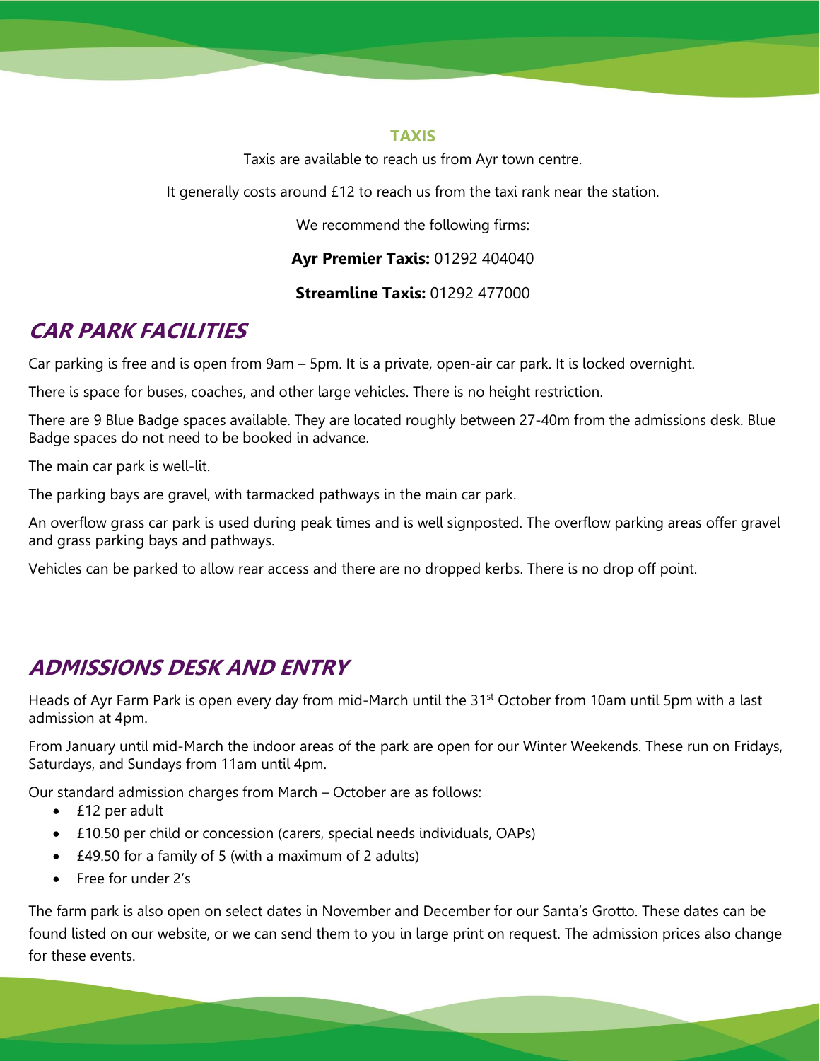### TAXIS

Taxis are available to reach us from Ayr town centre.

It generally costs around £12 to reach us from the taxi rank near the station.

We recommend the following firms:

**Ayr Premier Taxis:** 01292 404040

**Streamline Taxis:** 01292 477000

## CAR PARK FACILITIES

Car parking is free and is open from 9am – 5pm. It is a private, open-air car park. It is locked overnight.

There is space for buses, coaches, and other large vehicles. There is no height restriction.

There are 9 Blue Badge spaces available. They are located roughly between 27-40m from the admissions desk. Blue Badge spaces do not need to be booked in advance.

The main car park is well-lit.

The parking bays are gravel, with tarmacked pathways in the main car park.

An overflow grass car park is used during peak times and is well signposted. The overflow parking areas offer gravel and grass parking bays and pathways.

Vehicles can be parked to allow rear access and there are no dropped kerbs. There is no drop off point.

## ADMISSIONS DESK AND ENTRY

Heads of Ayr Farm Park is open every day from mid-March until the 31st October from 10am until 5pm with a last admission at 4pm.

From January until mid-March the indoor areas of the park are open for our Winter Weekends. These run on Fridays, Saturdays, and Sundays from 11am until 4pm.

Our standard admission charges from March – October are as follows:

- £12 per adult
- £10.50 per child or concession (carers, special needs individuals, OAPs)
- £49.50 for a family of 5 (with a maximum of 2 adults)
- Free for under 2's

The farm park is also open on select dates in November and December for our Santa's Grotto. These dates can be found listed on our website, or we can send them to you in large print on request. The admission prices also change for these events.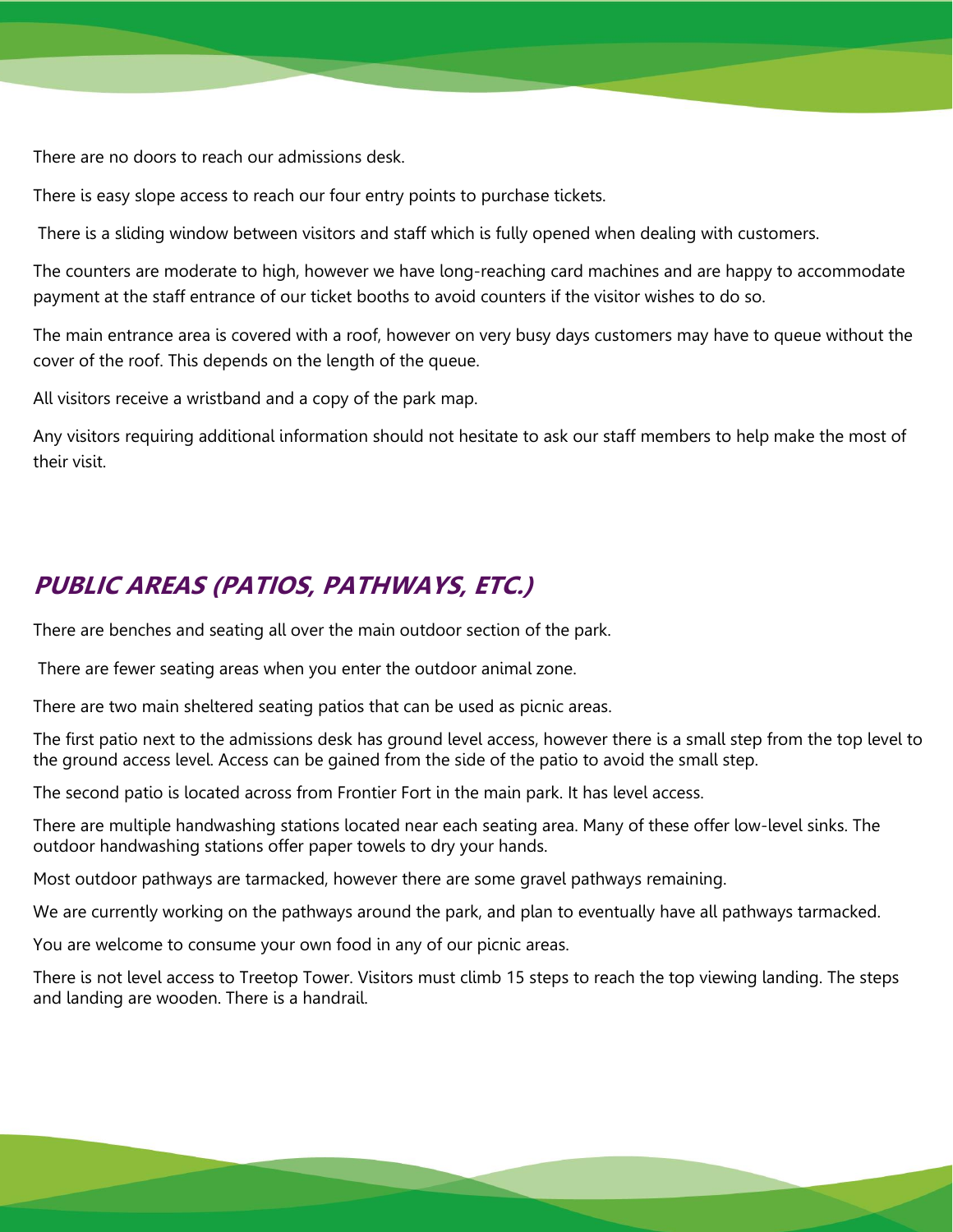There are no doors to reach our admissions desk.

There is easy slope access to reach our four entry points to purchase tickets.

There is a sliding window between visitors and staff which is fully opened when dealing with customers.

The counters are moderate to high, however we have long-reaching card machines and are happy to accommodate payment at the staff entrance of our ticket booths to avoid counters if the visitor wishes to do so.

The main entrance area is covered with a roof, however on very busy days customers may have to queue without the cover of the roof. This depends on the length of the queue.

All visitors receive a wristband and a copy of the park map.

Any visitors requiring additional information should not hesitate to ask our staff members to help make the most of their visit.

## PUBLIC AREAS (PATIOS, PATHWAYS, ETC.)

There are benches and seating all over the main outdoor section of the park.

There are fewer seating areas when you enter the outdoor animal zone.

There are two main sheltered seating patios that can be used as picnic areas.

The first patio next to the admissions desk has ground level access, however there is a small step from the top level to the ground access level. Access can be gained from the side of the patio to avoid the small step.

The second patio is located across from Frontier Fort in the main park. It has level access.

There are multiple handwashing stations located near each seating area. Many of these offer low-level sinks. The outdoor handwashing stations offer paper towels to dry your hands.

Most outdoor pathways are tarmacked, however there are some gravel pathways remaining.

We are currently working on the pathways around the park, and plan to eventually have all pathways tarmacked.

You are welcome to consume your own food in any of our picnic areas.

There is not level access to Treetop Tower. Visitors must climb 15 steps to reach the top viewing landing. The steps and landing are wooden. There is a handrail.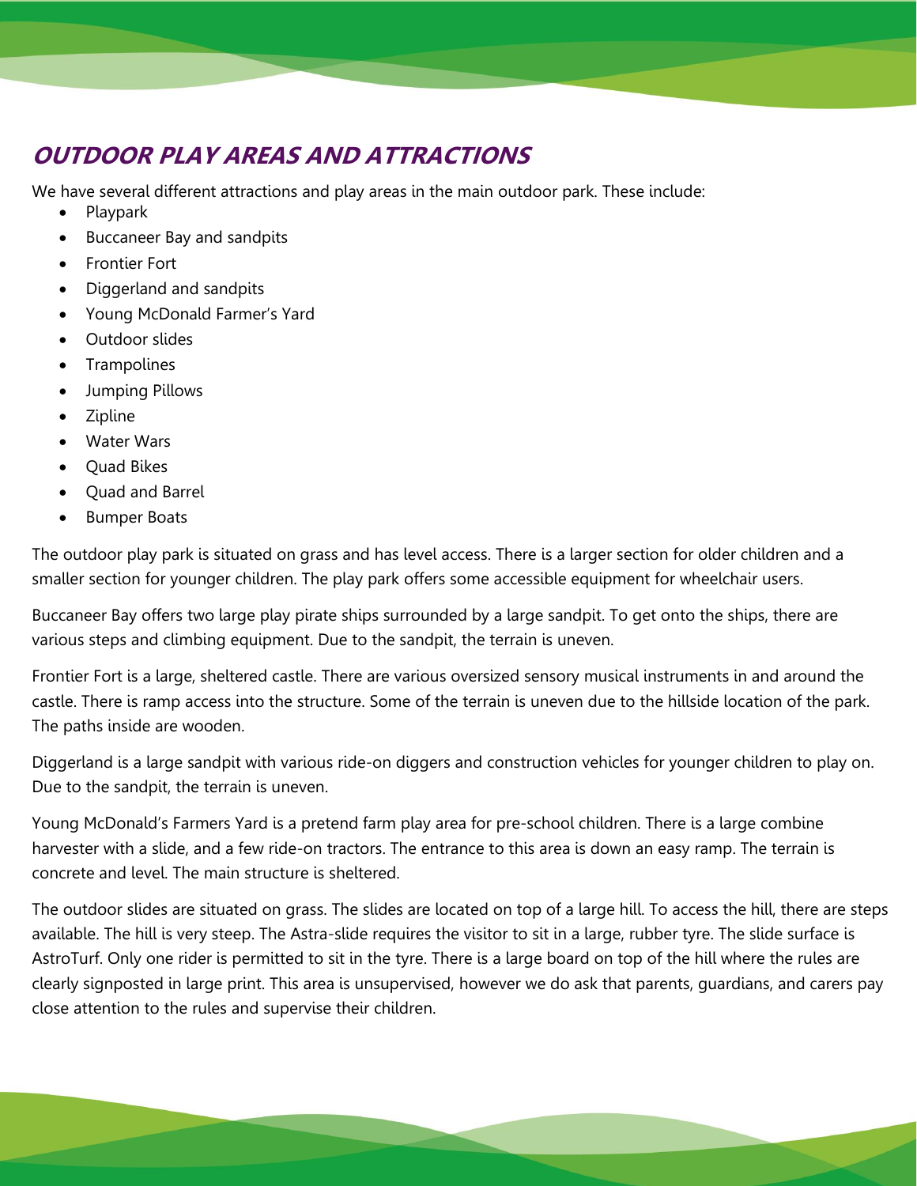## OUTDOOR PLAY AREAS AND ATTRACTIONS

We have several different attractions and play areas in the main outdoor park. These include:

- Playpark
- Buccaneer Bay and sandpits
- Frontier Fort
- Diggerland and sandpits
- Young McDonald Farmer's Yard
- Outdoor slides
- Trampolines
- Jumping Pillows
- Zipline
- Water Wars
- Quad Bikes
- Quad and Barrel
- Bumper Boats

The outdoor play park is situated on grass and has level access. There is a larger section for older children and a smaller section for younger children. The play park offers some accessible equipment for wheelchair users.

Buccaneer Bay offers two large play pirate ships surrounded by a large sandpit. To get onto the ships, there are various steps and climbing equipment. Due to the sandpit, the terrain is uneven.

Frontier Fort is a large, sheltered castle. There are various oversized sensory musical instruments in and around the castle. There is ramp access into the structure. Some of the terrain is uneven due to the hillside location of the park. The paths inside are wooden.

Diggerland is a large sandpit with various ride-on diggers and construction vehicles for younger children to play on. Due to the sandpit, the terrain is uneven.

Young McDonald's Farmers Yard is a pretend farm play area for pre-school children. There is a large combine harvester with a slide, and a few ride-on tractors. The entrance to this area is down an easy ramp. The terrain is concrete and level. The main structure is sheltered.

The outdoor slides are situated on grass. The slides are located on top of a large hill. To access the hill, there are steps available. The hill is very steep. The Astra-slide requires the visitor to sit in a large, rubber tyre. The slide surface is AstroTurf. Only one rider is permitted to sit in the tyre. There is a large board on top of the hill where the rules are clearly signposted in large print. This area is unsupervised, however we do ask that parents, guardians, and carers pay close attention to the rules and supervise their children.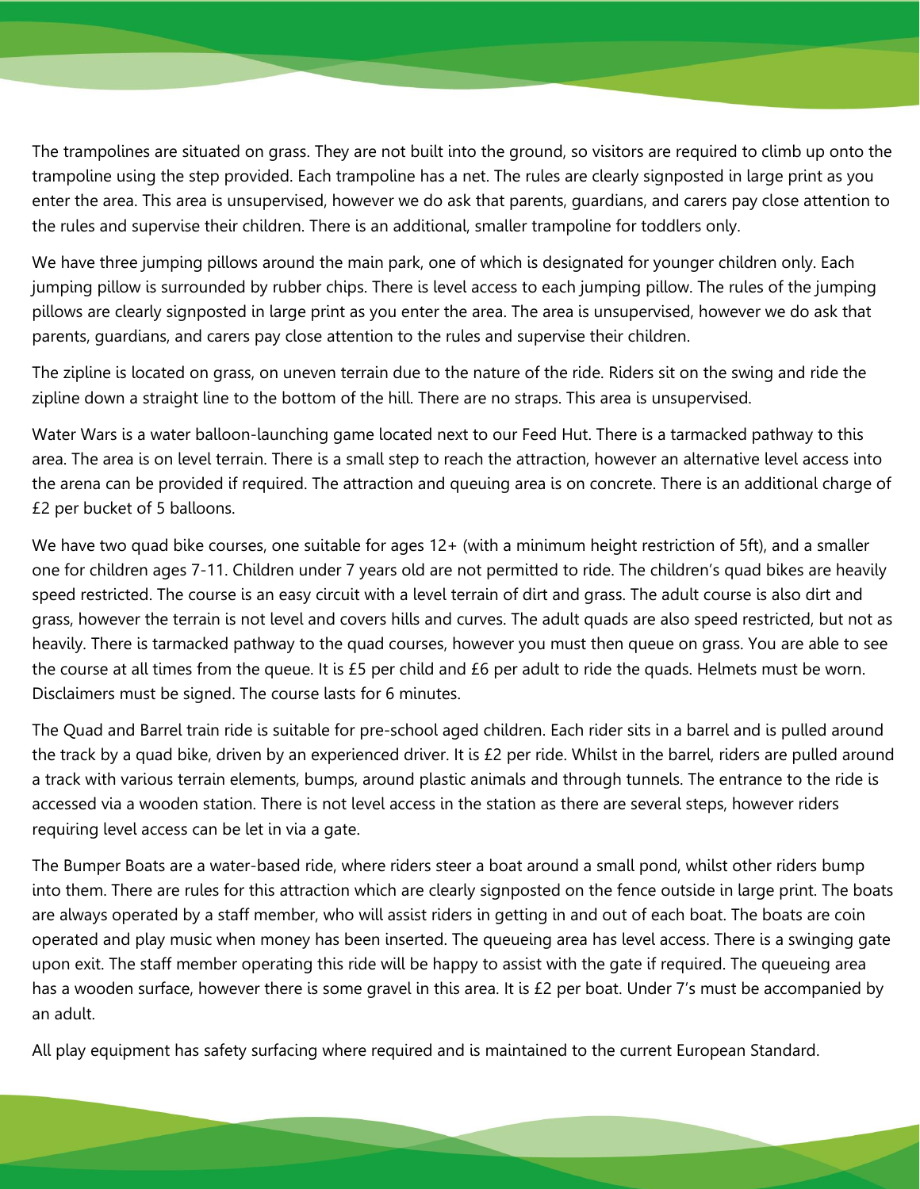The trampolines are situated on grass. They are not built into the ground, so visitors are required to climb up onto the trampoline using the step provided. Each trampoline has a net. The rules are clearly signposted in large print as you enter the area. This area is unsupervised, however we do ask that parents, guardians, and carers pay close attention to the rules and supervise their children. There is an additional, smaller trampoline for toddlers only.

We have three jumping pillows around the main park, one of which is designated for younger children only. Each jumping pillow is surrounded by rubber chips. There is level access to each jumping pillow. The rules of the jumping pillows are clearly signposted in large print as you enter the area. The area is unsupervised, however we do ask that parents, guardians, and carers pay close attention to the rules and supervise their children.

The zipline is located on grass, on uneven terrain due to the nature of the ride. Riders sit on the swing and ride the zipline down a straight line to the bottom of the hill. There are no straps. This area is unsupervised.

Water Wars is a water balloon-launching game located next to our Feed Hut. There is a tarmacked pathway to this area. The area is on level terrain. There is a small step to reach the attraction, however an alternative level access into the arena can be provided if required. The attraction and queuing area is on concrete. There is an additional charge of £2 per bucket of 5 balloons.

We have two quad bike courses, one suitable for ages 12+ (with a minimum height restriction of 5ft), and a smaller one for children ages 7-11. Children under 7 years old are not permitted to ride. The children's quad bikes are heavily speed restricted. The course is an easy circuit with a level terrain of dirt and grass. The adult course is also dirt and grass, however the terrain is not level and covers hills and curves. The adult quads are also speed restricted, but not as heavily. There is tarmacked pathway to the quad courses, however you must then queue on grass. You are able to see the course at all times from the queue. It is £5 per child and £6 per adult to ride the quads. Helmets must be worn. Disclaimers must be signed. The course lasts for 6 minutes.

The Quad and Barrel train ride is suitable for pre-school aged children. Each rider sits in a barrel and is pulled around the track by a quad bike, driven by an experienced driver. It is £2 per ride. Whilst in the barrel, riders are pulled around a track with various terrain elements, bumps, around plastic animals and through tunnels. The entrance to the ride is accessed via a wooden station. There is not level access in the station as there are several steps, however riders requiring level access can be let in via a gate.

The Bumper Boats are a water-based ride, where riders steer a boat around a small pond, whilst other riders bump into them. There are rules for this attraction which are clearly signposted on the fence outside in large print. The boats are always operated by a staff member, who will assist riders in getting in and out of each boat. The boats are coin operated and play music when money has been inserted. The queueing area has level access. There is a swinging gate upon exit. The staff member operating this ride will be happy to assist with the gate if required. The queueing area has a wooden surface, however there is some gravel in this area. It is £2 per boat. Under 7's must be accompanied by an adult.

All play equipment has safety surfacing where required and is maintained to the current European Standard.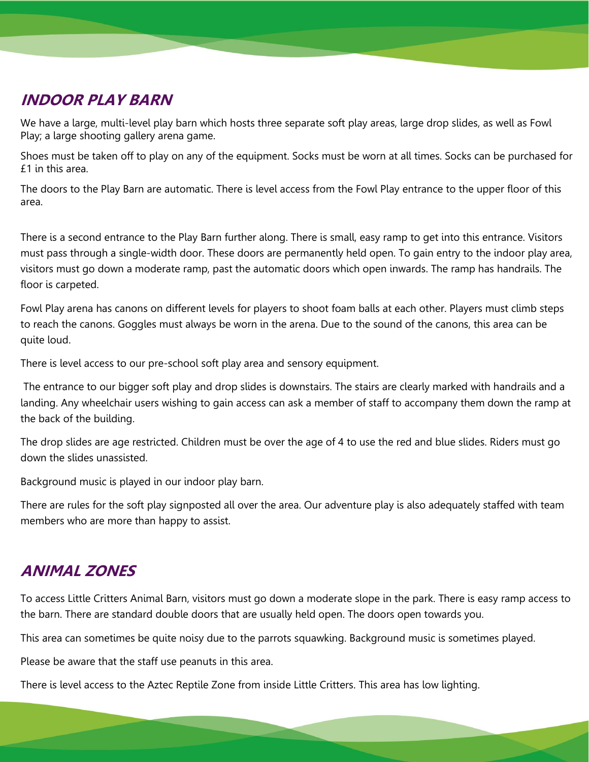## INDOOR PLAY BARN

We have a large, multi-level play barn which hosts three separate soft play areas, large drop slides, as well as Fowl Play; a large shooting gallery arena game.

Shoes must be taken off to play on any of the equipment. Socks must be worn at all times. Socks can be purchased for £1 in this area.

The doors to the Play Barn are automatic. There is level access from the Fowl Play entrance to the upper floor of this area.

There is a second entrance to the Play Barn further along. There is small, easy ramp to get into this entrance. Visitors must pass through a single-width door. These doors are permanently held open. To gain entry to the indoor play area, visitors must go down a moderate ramp, past the automatic doors which open inwards. The ramp has handrails. The floor is carpeted.

Fowl Play arena has canons on different levels for players to shoot foam balls at each other. Players must climb steps to reach the canons. Goggles must always be worn in the arena. Due to the sound of the canons, this area can be quite loud.

There is level access to our pre-school soft play area and sensory equipment.

The entrance to our bigger soft play and drop slides is downstairs. The stairs are clearly marked with handrails and a landing. Any wheelchair users wishing to gain access can ask a member of staff to accompany them down the ramp at the back of the building.

The drop slides are age restricted. Children must be over the age of 4 to use the red and blue slides. Riders must go down the slides unassisted.

Background music is played in our indoor play barn.

There are rules for the soft play signposted all over the area. Our adventure play is also adequately staffed with team members who are more than happy to assist.

## ANIMAL ZONES

To access Little Critters Animal Barn, visitors must go down a moderate slope in the park. There is easy ramp access to the barn. There are standard double doors that are usually held open. The doors open towards you.

This area can sometimes be quite noisy due to the parrots squawking. Background music is sometimes played.

Please be aware that the staff use peanuts in this area.

There is level access to the Aztec Reptile Zone from inside Little Critters. This area has low lighting.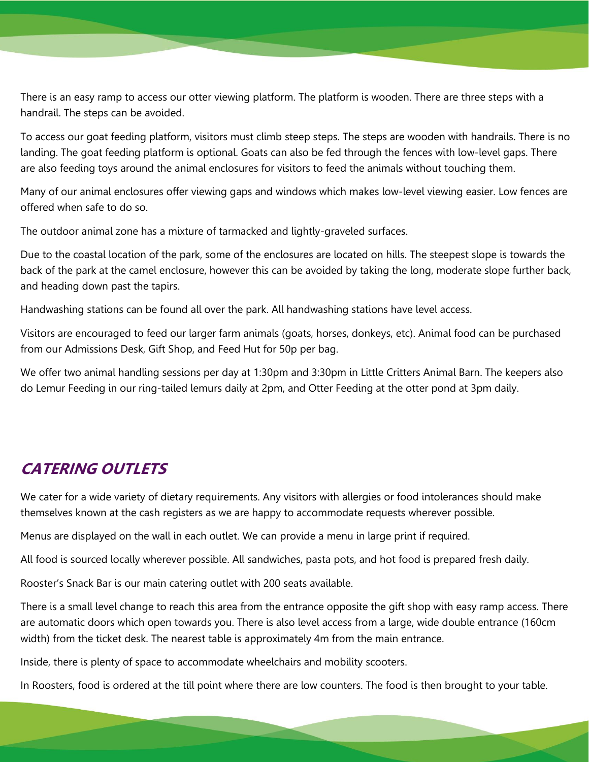There is an easy ramp to access our otter viewing platform. The platform is wooden. There are three steps with a handrail. The steps can be avoided.

To access our goat feeding platform, visitors must climb steep steps. The steps are wooden with handrails. There is no landing. The goat feeding platform is optional. Goats can also be fed through the fences with low-level gaps. There are also feeding toys around the animal enclosures for visitors to feed the animals without touching them.

Many of our animal enclosures offer viewing gaps and windows which makes low-level viewing easier. Low fences are offered when safe to do so.

The outdoor animal zone has a mixture of tarmacked and lightly-graveled surfaces.

Due to the coastal location of the park, some of the enclosures are located on hills. The steepest slope is towards the back of the park at the camel enclosure, however this can be avoided by taking the long, moderate slope further back, and heading down past the tapirs.

Handwashing stations can be found all over the park. All handwashing stations have level access.

Visitors are encouraged to feed our larger farm animals (goats, horses, donkeys, etc). Animal food can be purchased from our Admissions Desk, Gift Shop, and Feed Hut for 50p per bag.

We offer two animal handling sessions per day at 1:30pm and 3:30pm in Little Critters Animal Barn. The keepers also do Lemur Feeding in our ring-tailed lemurs daily at 2pm, and Otter Feeding at the otter pond at 3pm daily.

## CATERING OUTLETS

We cater for a wide variety of dietary requirements. Any visitors with allergies or food intolerances should make themselves known at the cash registers as we are happy to accommodate requests wherever possible.

Menus are displayed on the wall in each outlet. We can provide a menu in large print if required.

All food is sourced locally wherever possible. All sandwiches, pasta pots, and hot food is prepared fresh daily.

Rooster's Snack Bar is our main catering outlet with 200 seats available.

There is a small level change to reach this area from the entrance opposite the gift shop with easy ramp access. There are automatic doors which open towards you. There is also level access from a large, wide double entrance (160cm width) from the ticket desk. The nearest table is approximately 4m from the main entrance.

Inside, there is plenty of space to accommodate wheelchairs and mobility scooters.

In Roosters, food is ordered at the till point where there are low counters. The food is then brought to your table.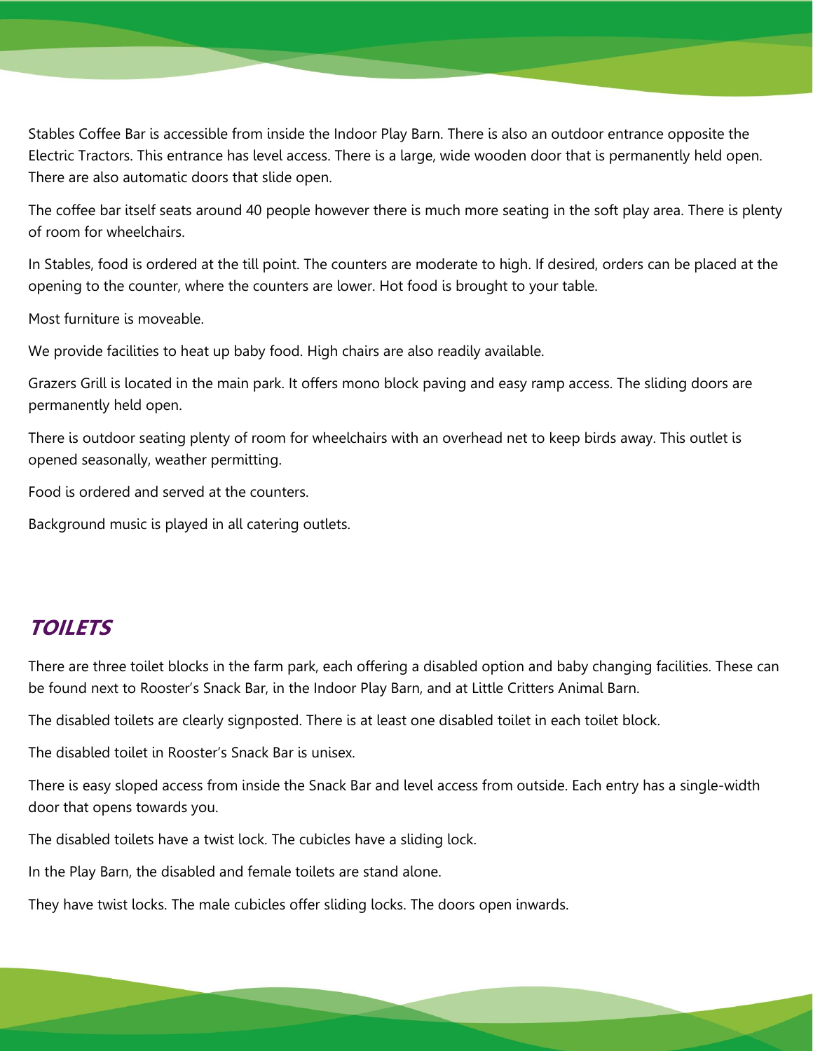Stables Coffee Bar is accessible from inside the Indoor Play Barn. There is also an outdoor entrance opposite the Electric Tractors. This entrance has level access. There is a large, wide wooden door that is permanently held open. There are also automatic doors that slide open.

The coffee bar itself seats around 40 people however there is much more seating in the soft play area. There is plenty of room for wheelchairs.

In Stables, food is ordered at the till point. The counters are moderate to high. If desired, orders can be placed at the opening to the counter, where the counters are lower. Hot food is brought to your table.

Most furniture is moveable.

We provide facilities to heat up baby food. High chairs are also readily available.

Grazers Grill is located in the main park. It offers mono block paving and easy ramp access. The sliding doors are permanently held open.

There is outdoor seating plenty of room for wheelchairs with an overhead net to keep birds away. This outlet is opened seasonally, weather permitting.

Food is ordered and served at the counters.

Background music is played in all catering outlets.

## TOILETS

There are three toilet blocks in the farm park, each offering a disabled option and baby changing facilities. These can be found next to Rooster's Snack Bar, in the Indoor Play Barn, and at Little Critters Animal Barn.

The disabled toilets are clearly signposted. There is at least one disabled toilet in each toilet block.

The disabled toilet in Rooster's Snack Bar is unisex.

There is easy sloped access from inside the Snack Bar and level access from outside. Each entry has a single-width door that opens towards you.

The disabled toilets have a twist lock. The cubicles have a sliding lock.

In the Play Barn, the disabled and female toilets are stand alone.

They have twist locks. The male cubicles offer sliding locks. The doors open inwards.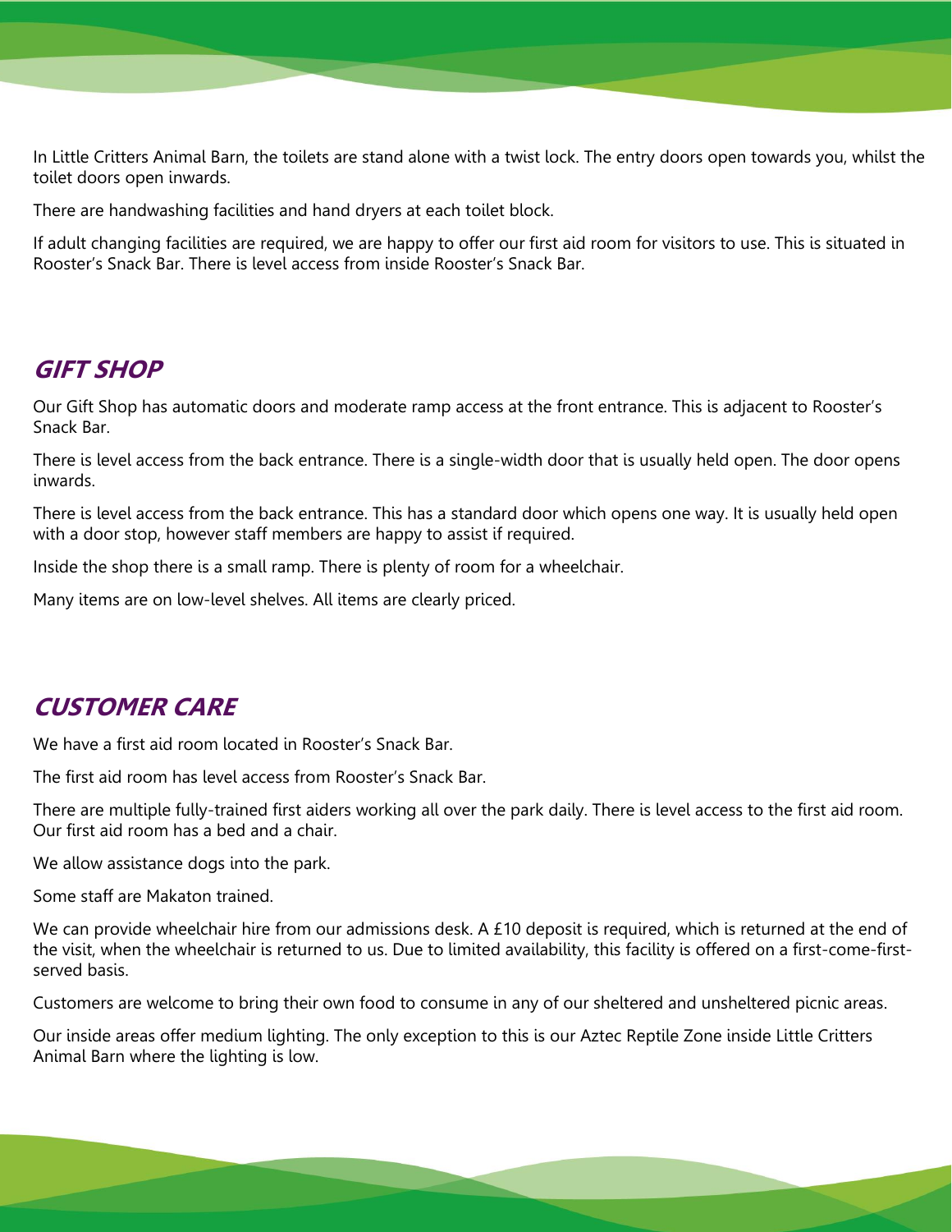In Little Critters Animal Barn, the toilets are stand alone with a twist lock. The entry doors open towards you, whilst the toilet doors open inwards.

There are handwashing facilities and hand dryers at each toilet block.

If adult changing facilities are required, we are happy to offer our first aid room for visitors to use. This is situated in Rooster's Snack Bar. There is level access from inside Rooster's Snack Bar.

## GIFT SHOP

Our Gift Shop has automatic doors and moderate ramp access at the front entrance. This is adjacent to Rooster's Snack Bar.

There is level access from the back entrance. There is a single-width door that is usually held open. The door opens inwards.

There is level access from the back entrance. This has a standard door which opens one way. It is usually held open with a door stop, however staff members are happy to assist if required.

Inside the shop there is a small ramp. There is plenty of room for a wheelchair.

Many items are on low-level shelves. All items are clearly priced.

## CUSTOMER CARE

We have a first aid room located in Rooster's Snack Bar.

The first aid room has level access from Rooster's Snack Bar.

There are multiple fully-trained first aiders working all over the park daily. There is level access to the first aid room. Our first aid room has a bed and a chair.

We allow assistance dogs into the park.

Some staff are Makaton trained.

We can provide wheelchair hire from our admissions desk. A £10 deposit is required, which is returned at the end of the visit, when the wheelchair is returned to us. Due to limited availability, this facility is offered on a first-come-first-served basis.

Customers are welcome to bring their own food to consume in any of our sheltered and unsheltered picnic areas.

Our inside areas offer medium lighting. The only exception to this is our Aztec Reptile Zone inside Little Critters Animal Barn where the lighting is low.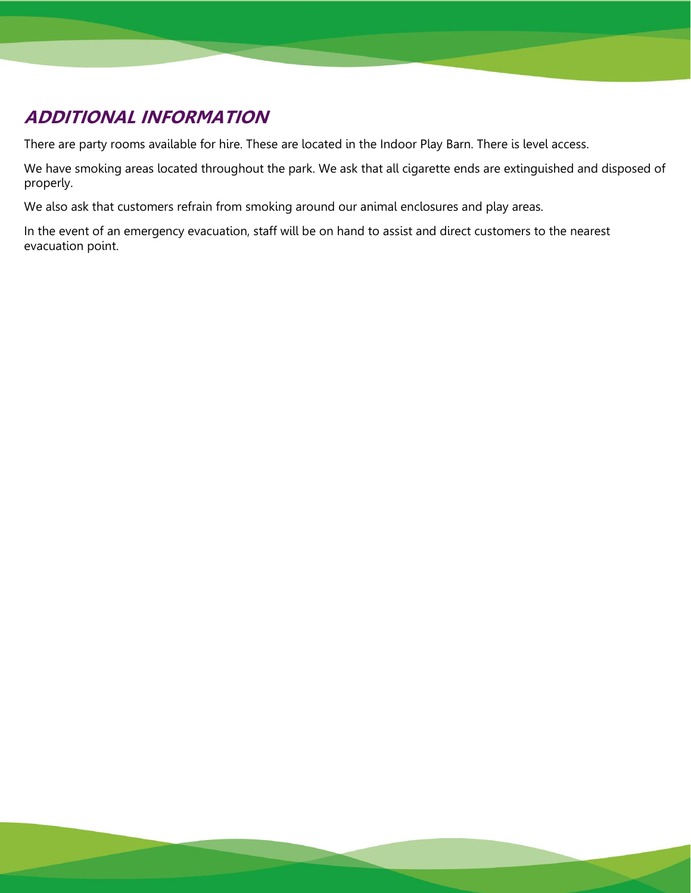## *ADDITIONAL INFORMATION*

There are party rooms available for hire. These are located in the Indoor Play Barn. There is level access.

We have smoking areas located throughout the park. We ask that all cigarette ends are extinguished and disposed of properly.

We also ask that customers refrain from smoking around our animal enclosures and play areas.

In the event of an emergency evacuation, staff will be on hand to assist and direct customers to the nearest evacuation point.